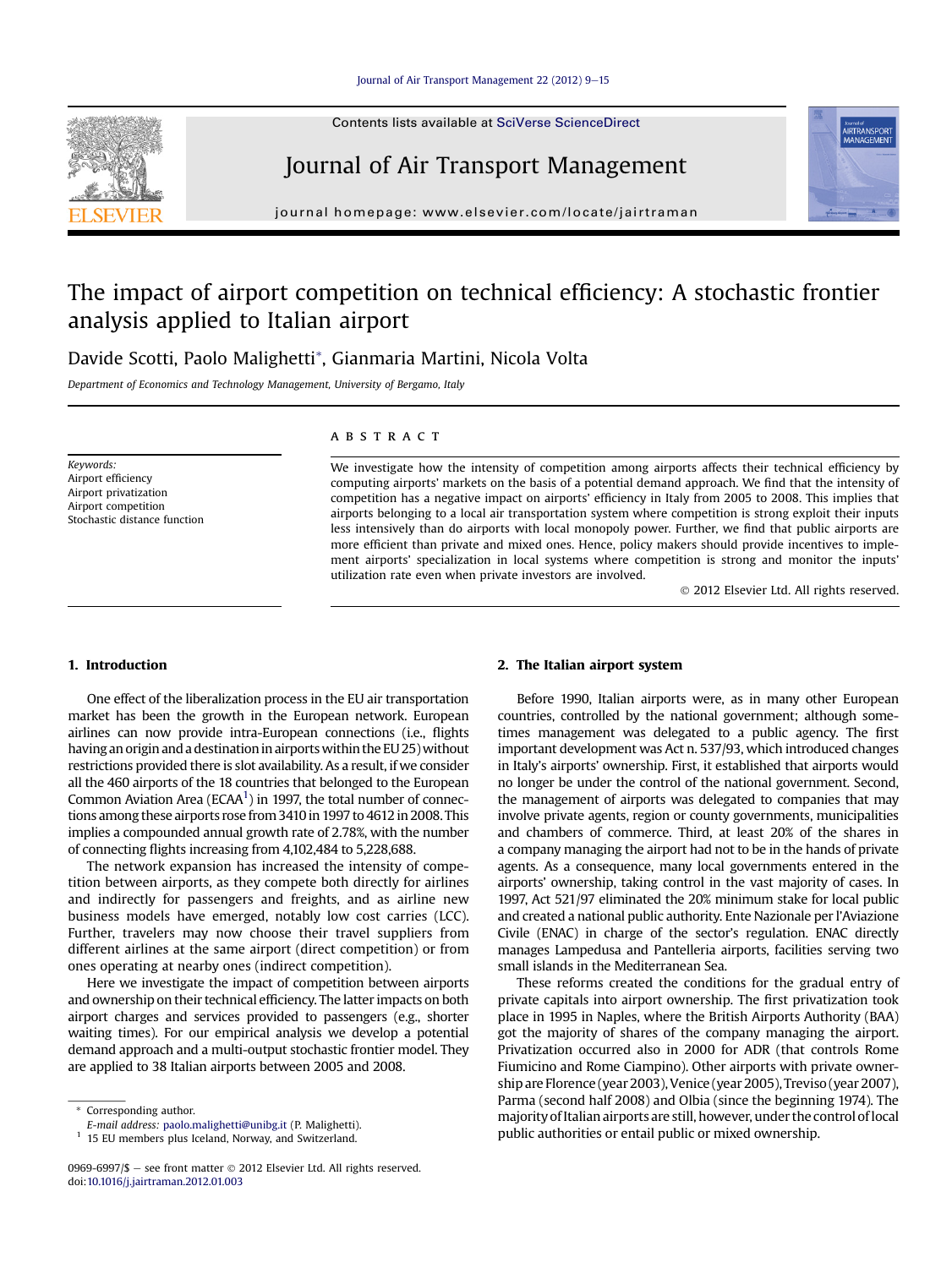# The impact of airport competition on technical efficiency: A stochastic frontier analysis applied to Italian airport

Davide Scotti, Paolo Malighetti*, Gianmaria Martini, Nicola Volta

*Department of Economics and Technology Management, University of Bergamo, Italy*

**Keywords:**
Airport efficiency
Airport privatization
Airport competition
Stochastic distance function

## ABSTRACT

We investigate how the intensity of competition among airports affects their technical efficiency by computing airports' markets on the basis of a potential demand approach. We find that the intensity of competition has a negative impact on airports' efficiency in Italy from 2005 to 2008. This implies that airports belonging to a local air transportation system where competition is strong exploit their inputs less intensively than do airports with local monopoly power. Further, we find that public airports are more efficient than private and mixed ones. Hence, policy makers should provide incentives to implement airports' specialization in local systems where competition is strong and monitor the inputs' utilization rate even when private investors are involved.

© 2012 Elsevier Ltd. All rights reserved.

## 1. Introduction

One effect of the liberalization process in the EU air transportation market has been the growth in the European network. European airlines can now provide intra-European connections (i.e., flights having an origin and a destination in airports within the EU 25) without restrictions provided there is slot availability. As a result, if we consider all the 460 airports of the 18 countries that belonged to the European Common Aviation Area (ECAA[1]) in 1997, the total number of connections among these airports rose from 3410 in 1997 to 4612 in 2008. This implies a compounded annual growth rate of 2.78%, with the number of connecting flights increasing from 4,102,484 to 5,228,688.

The network expansion has increased the intensity of competition between airports, as they compete both directly for airlines and indirectly for passengers and freights, and as airline new business models have emerged, notably low cost carries (LCC). Further, travelers may now choose their travel suppliers from different airlines at the same airport (direct competition) or from ones operating at nearby ones (indirect competition).

Here we investigate the impact of competition between airports and ownership on their technical efficiency. The latter impacts on both airport charges and services provided to passengers (e.g., shorter waiting times). For our empirical analysis we develop a potential demand approach and a multi-output stochastic frontier model. They are applied to 38 Italian airports between 2005 and 2008.

## 2. The Italian airport system

Before 1990, Italian airports were, as in many other European countries, controlled by the national government; although sometimes management was delegated to a public agency. The first important development was Act n. 537/93, which introduced changes in Italy's airports' ownership. First, it established that airports would no longer be under the control of the national government. Second, the management of airports was delegated to companies that may involve private agents, region or county governments, municipalities and chambers of commerce. Third, at least 20% of the shares in a company managing the airport had not to be in the hands of private agents. As a consequence, many local governments entered in the airports' ownership, taking control in the vast majority of cases. In 1997, Act 521/97 eliminated the 20% minimum stake for local public and created a national public authority. Ente Nazionale per l'Aviazione Civile (ENAC) in charge of the sector's regulation. ENAC directly manages Lampedusa and Pantelleria airports, facilities serving two small islands in the Mediterranean Sea.

These reforms created the conditions for the gradual entry of private capitals into airport ownership. The first privatization took place in 1995 in Naples, where the British Airports Authority (BAA) got the majority of shares of the company managing the airport. Privatization occurred also in 2000 for ADR (that controls Rome Fiumicino and Rome Ciampino). Other airports with private ownership are Florence (year 2003), Venice (year 2005), Treviso (year 2007), Parma (second half 2008) and Olbia (since the beginning 1974). The majority of Italian airports are still, however, under the control of local public authorities or entail public or mixed ownership.

---

\* Corresponding author.
*E-mail address:* paolo.malighetti@unibg.it (P. Malighetti).

[1] 15 EU members plus Iceland, Norway, and Switzerland.

0969-6997/$ – see front matter © 2012 Elsevier Ltd. All rights reserved.
doi:10.1016/j.jairtraman.2012.01.003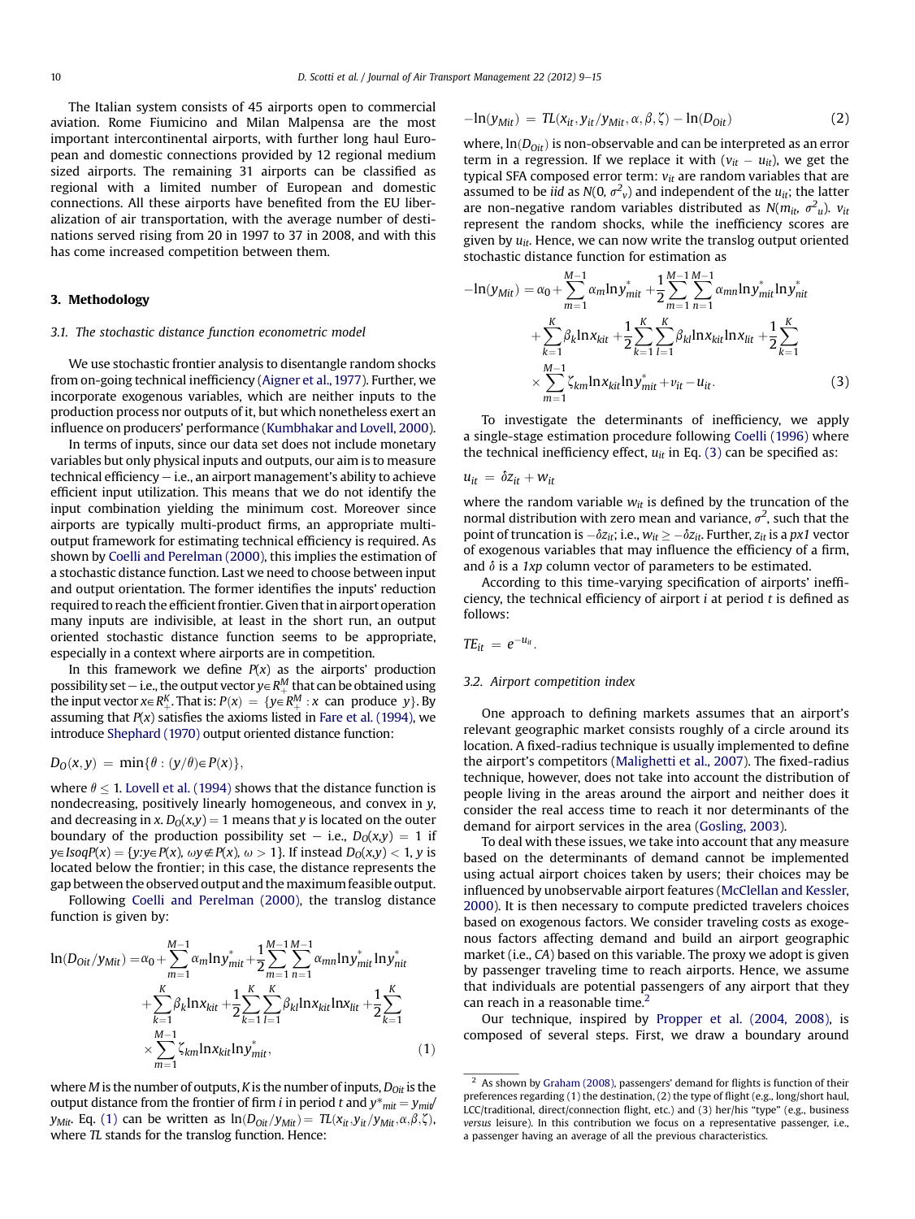The Italian system consists of 45 airports open to commercial aviation. Rome Fiumicino and Milan Malpensa are the most important intercontinental airports, with further long haul European and domestic connections provided by 12 regional medium sized airports. The remaining 31 airports can be classified as regional with a limited number of European and domestic connections. All these airports have benefited from the EU liberalization of air transportation, with the average number of destinations served rising from 20 in 1997 to 37 in 2008, and with this has come increased competition between them.

## 3. Methodology

### 3.1. The stochastic distance function econometric model

We use stochastic frontier analysis to disentangle random shocks from on-going technical inefficiency (Aigner et al., 1977). Further, we incorporate exogenous variables, which are neither inputs to the production process nor outputs of it, but which nonetheless exert an influence on producers' performance (Kumbhakar and Lovell, 2000).

In terms of inputs, since our data set does not include monetary variables but only physical inputs and outputs, our aim is to measure technical efficiency – i.e., an airport management's ability to achieve efficient input utilization. This means that we do not identify the input combination yielding the minimum cost. Moreover since airports are typically multi-product firms, an appropriate multi-output framework for estimating technical efficiency is required. As shown by Coelli and Perelman (2000), this implies the estimation of a stochastic distance function. Last we need to choose between input and output orientation. The former identifies the inputs' reduction required to reach the efficient frontier. Given that in airport operation many inputs are indivisible, at least in the short run, an output oriented stochastic distance function seems to be appropriate, especially in a context where airports are in competition.

In this framework we define $P(x)$ as the airports' production possibility set – i.e., the output vector $y \in R^M_+$ that can be obtained using the input vector $x \in R^K_+$. That is: $P(x) = \{y \in R^M_+ : x \text{ can produce } y\}$. By assuming that $P(x)$ satisfies the axioms listed in Fare et al. (1994), we introduce Shephard (1970) output oriented distance function:

$$D_O(x, y) = \min\{\theta : (y/\theta) \in P(x)\},$$

where $\theta \leq 1$. Lovell et al. (1994) shows that the distance function is nondecreasing, positively linearly homogeneous, and convex in $y$, and decreasing in $x$. $D_O(x,y) = 1$ means that $y$ is located on the outer boundary of the production possibility set – i.e., $D_O(x,y) = 1$ if $y \in IsoqP(x) = \{y: y \in P(x), \omega y \notin P(x), \omega > 1\}$. If instead $D_O(x,y) < 1$, $y$ is located below the frontier; in this case, the distance represents the gap between the observed output and the maximum feasible output.

Following Coelli and Perelman (2000), the translog distance function is given by:

$$\begin{aligned}
\ln(D_{Oit}/y_{Mit}) = {} & \alpha_0 + \sum_{m=1}^{M-1} \alpha_m \ln y^*_{mit} + \frac{1}{2}\sum_{m=1}^{M-1}\sum_{n=1}^{M-1} \alpha_{mn} \ln y^*_{mit} \ln y^*_{nit} \\
& + \sum_{k=1}^{K} \beta_k \ln x_{kit} + \frac{1}{2}\sum_{k=1}^{K}\sum_{l=1}^{K} \beta_{kl} \ln x_{kit} \ln x_{lit} + \frac{1}{2}\sum_{k=1}^{K} \\
& \times \sum_{m=1}^{M-1} \zeta_{km} \ln x_{kit} \ln y^*_{mit},
\end{aligned} \tag{1}$$

where $M$ is the number of outputs, $K$ is the number of inputs, $D_{Oit}$ is the output distance from the frontier of firm $i$ in period $t$ and $y^*_{mit} = y_{mit}/y_{Mit}$. Eq. (1) can be written as $\ln(D_{Oit}/y_{Mit}) = TL(x_{it}, y_{it}/y_{Mit}, \alpha, \beta, \zeta)$, where $TL$ stands for the translog function. Hence:

$$-\ln(y_{Mit}) = TL(x_{it}, y_{it}/y_{Mit}, \alpha, \beta, \zeta) - \ln(D_{Oit}) \tag{2}$$

where, $\ln(D_{Oit})$ is non-observable and can be interpreted as an error term in a regression. If we replace it with $(v_{it} - u_{it})$, we get the typical SFA composed error term: $v_{it}$ are random variables that are assumed to be *iid* as $N(0, \sigma^2_v)$ and independent of the $u_{it}$; the latter are non-negative random variables distributed as $N(m_{it}, \sigma^2_u)$. $v_{it}$ represent the random shocks, while the inefficiency scores are given by $u_{it}$. Hence, we can now write the translog output oriented stochastic distance function for estimation as

$$\begin{aligned}
-\ln(y_{Mit}) = {} & \alpha_0 + \sum_{m=1}^{M-1} \alpha_m \ln y^*_{mit} + \frac{1}{2}\sum_{m=1}^{M-1}\sum_{n=1}^{M-1} \alpha_{mn} \ln y^*_{mit} \ln y^*_{nit} \\
& + \sum_{k=1}^{K} \beta_k \ln x_{kit} + \frac{1}{2}\sum_{k=1}^{K}\sum_{l=1}^{K} \beta_{kl} \ln x_{kit} \ln x_{lit} + \frac{1}{2}\sum_{k=1}^{K} \\
& \times \sum_{m=1}^{M-1} \zeta_{km} \ln x_{kit} \ln y^*_{mit} + v_{it} - u_{it}.
\end{aligned} \tag{3}$$

To investigate the determinants of inefficiency, we apply a single-stage estimation procedure following Coelli (1996) where the technical inefficiency effect, $u_{it}$ in Eq. (3) can be specified as:

$$u_{it} = \delta z_{it} + w_{it}$$

where the random variable $w_{it}$ is defined by the truncation of the normal distribution with zero mean and variance, $\sigma^2$, such that the point of truncation is $-\delta z_{it}$; i.e., $w_{it} \geq -\delta z_{it}$. Further, $z_{it}$ is a *px1* vector of exogenous variables that may influence the efficiency of a firm, and $\delta$ is a *1xp* column vector of parameters to be estimated.

According to this time-varying specification of airports' inefficiency, the technical efficiency of airport $i$ at period $t$ is defined as follows:

$$TE_{it} = e^{-u_{it}}.$$

### 3.2. Airport competition index

One approach to defining markets assumes that an airport's relevant geographic market consists roughly of a circle around its location. A fixed-radius technique is usually implemented to define the airport's competitors (Malighetti et al., 2007). The fixed-radius technique, however, does not take into account the distribution of people living in the areas around the airport and neither does it consider the real access time to reach it nor determinants of the demand for airport services in the area (Gosling, 2003).

To deal with these issues, we take into account that any measure based on the determinants of demand cannot be implemented using actual airport choices taken by users; their choices may be influenced by unobservable airport features (McClellan and Kessler, 2000). It is then necessary to compute predicted travelers choices based on exogenous factors. We consider traveling costs as exogenous factors affecting demand and build an airport geographic market (i.e., *CA*) based on this variable. The proxy we adopt is given by passenger traveling time to reach airports. Hence, we assume that individuals are potential passengers of any airport that they can reach in a reasonable time.[2]

Our technique, inspired by Propper et al. (2004, 2008), is composed of several steps. First, we draw a boundary around

[2] As shown by Graham (2008), passengers' demand for flights is function of their preferences regarding (1) the destination, (2) the type of flight (e.g., long/short haul, LCC/traditional, direct/connection flight, etc.) and (3) her/his "type" (e.g., business *versus* leisure). In this contribution we focus on a representative passenger, i.e., a passenger having an average of all the previous characteristics.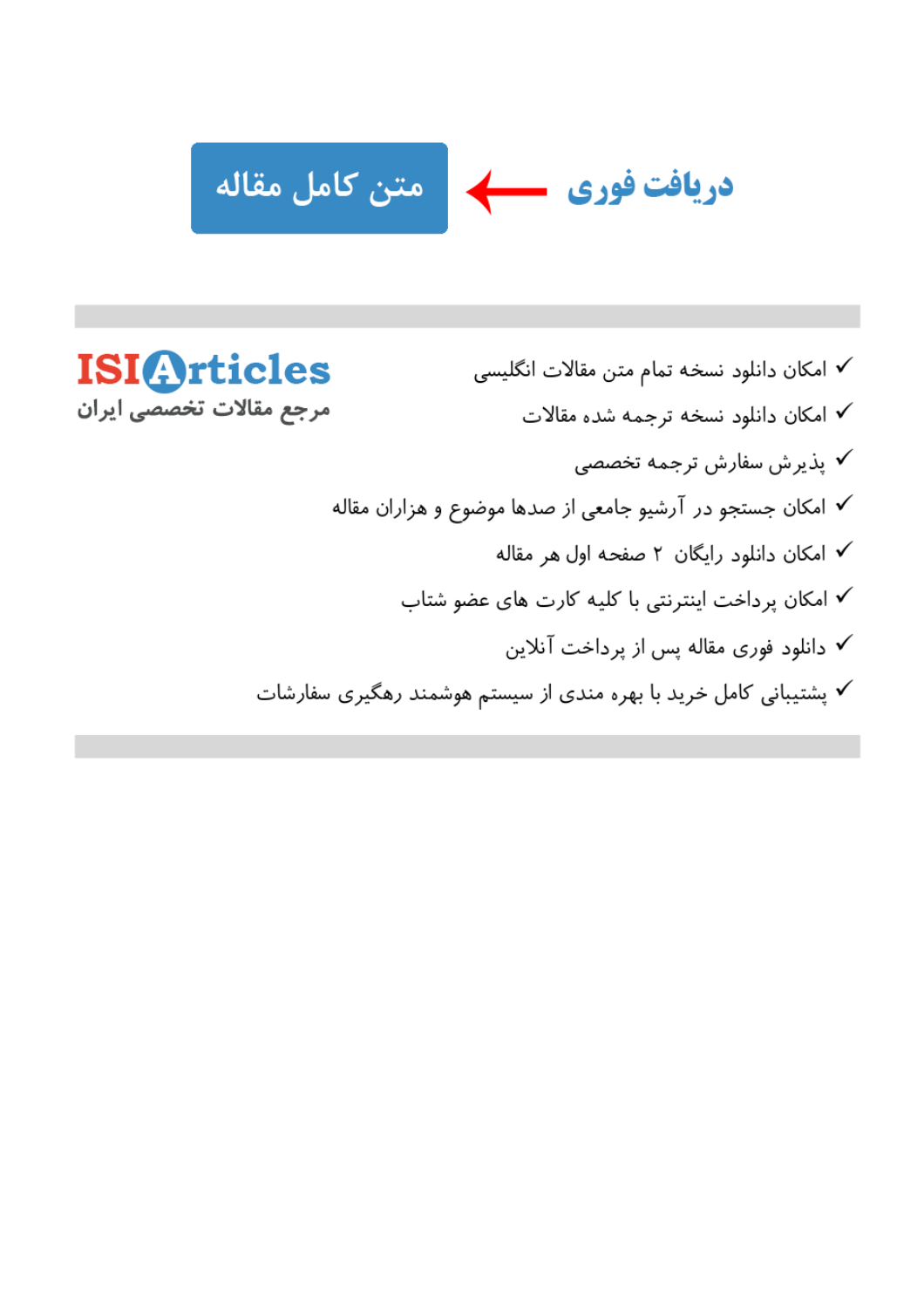**متن کامل مقاله** ← **دریافت فوری**

---

**ISIArticles**
مرجع مقالات تخصصی ایران

- ✓ امکان دانلود نسخه تمام متن مقالات انگلیسی
- ✓ امکان دانلود نسخه ترجمه شده مقالات
- ✓ پذیرش سفارش ترجمه تخصصی
- ✓ امکان جستجو در آرشیو جامعی از صدها موضوع و هزاران مقاله
- ✓ امکان دانلود رایگان ۲ صفحه اول هر مقاله
- ✓ امکان پرداخت اینترنتی با کلیه کارت های عضو شتاب
- ✓ دانلود فوری مقاله پس از پرداخت آنلاین
- ✓ پشتیبانی کامل خرید با بهره مندی از سیستم هوشمند رهگیری سفارشات

---